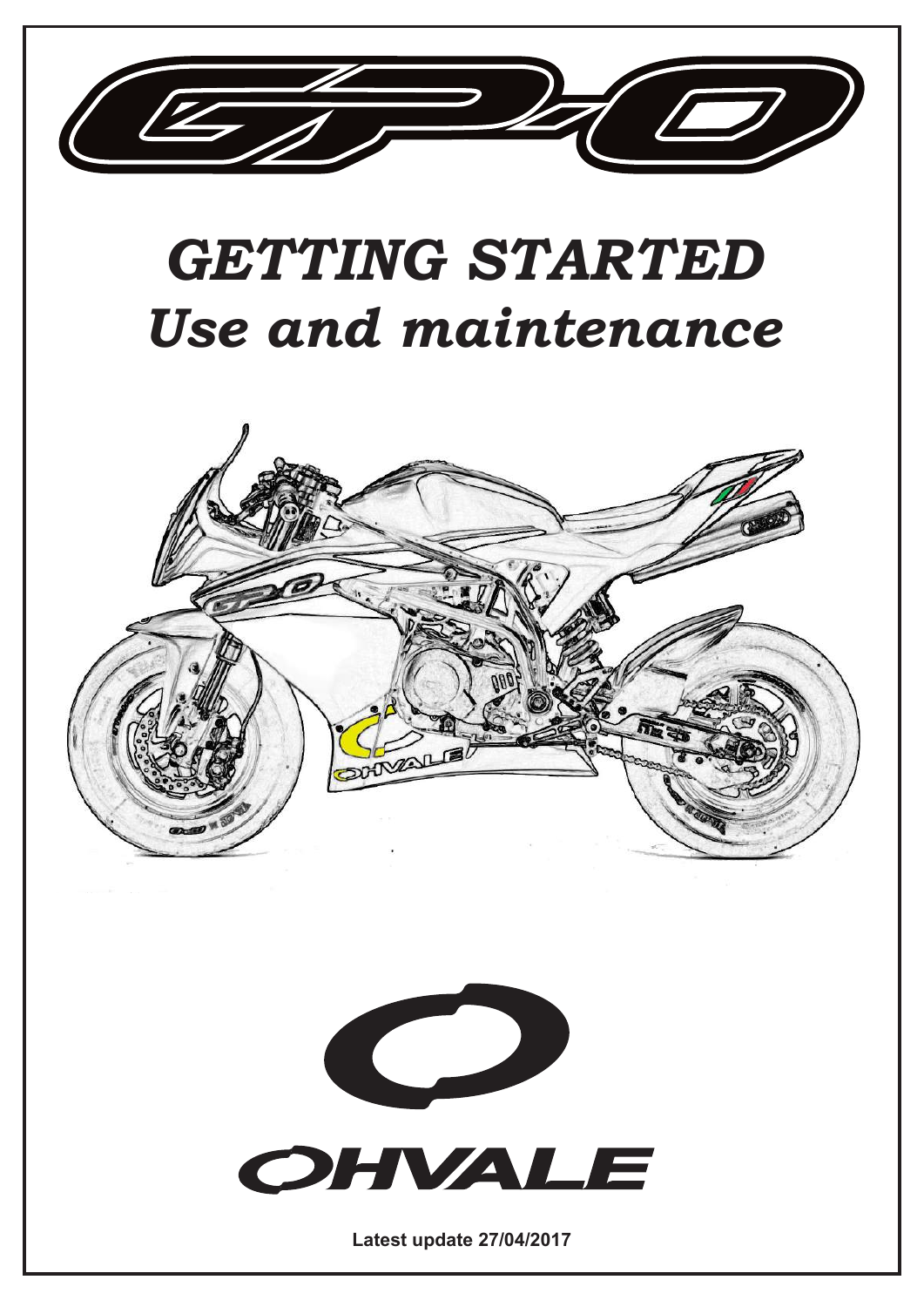# GP-0

# *GETTING STARTED*
# *Use and maintenance*

OHVALE

**Latest update 27/04/2017**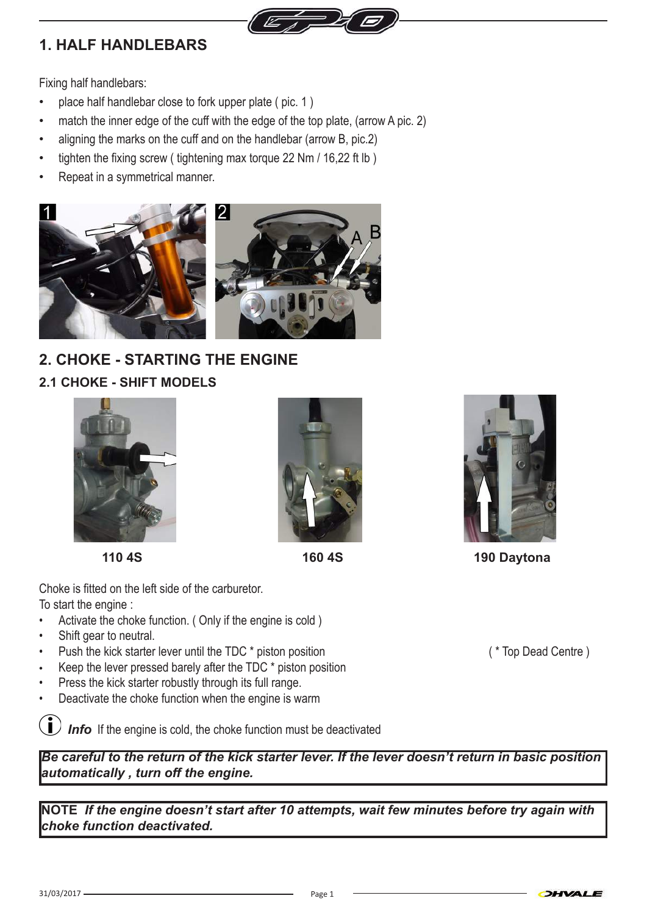## 1. HALF HANDLEBARS

Fixing half handlebars:

- place half handlebar close to fork upper plate ( pic. 1 )
- match the inner edge of the cuff with the edge of the top plate, (arrow A pic. 2)
- aligning the marks on the cuff and on the handlebar (arrow B, pic.2)
- tighten the fixing screw ( tightening max torque 22 Nm / 16,22 ft lb )
- Repeat in a symmetrical manner.

## 2. CHOKE - STARTING THE ENGINE

### 2.1 CHOKE - SHIFT MODELS

110 4S

160 4S

190 Daytona

Choke is fitted on the left side of the carburetor.
To start the engine :

- Activate the choke function. ( Only if the engine is cold )
- Shift gear to neutral.
- Push the kick starter lever until the TDC * piston position
- Keep the lever pressed barely after the TDC * piston position
- Press the kick starter robustly through its full range.
- Deactivate the choke function when the engine is warm

( * Top Dead Centre )

***Info*** If the engine is cold, the choke function must be deactivated

***Be careful to the return of the kick starter lever. If the lever doesn't return in basic position automatically , turn off the engine.***

**NOTE** ***If the engine doesn't start after 10 attempts, wait few minutes before try again with choke function deactivated.***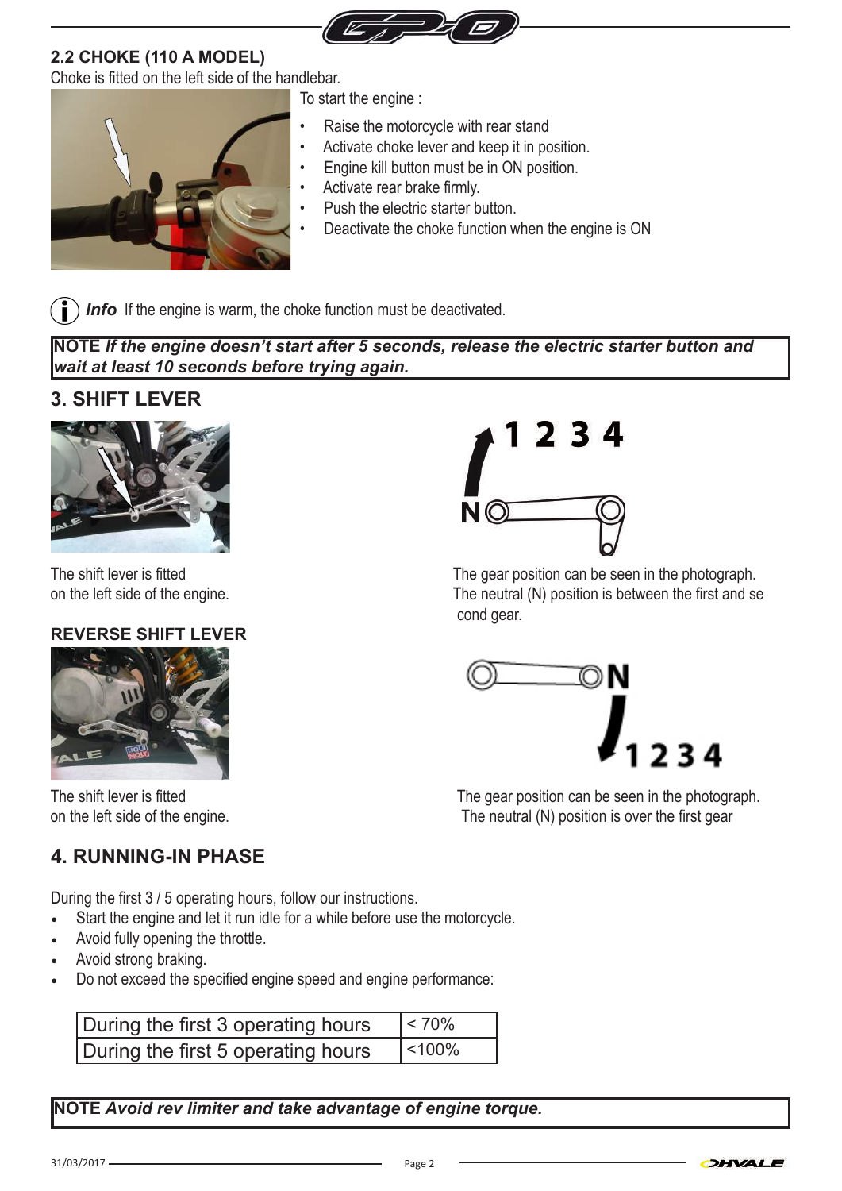## 2.2 CHOKE (110 A MODEL)

Choke is fitted on the left side of the handlebar.

To start the engine :

- Raise the motorcycle with rear stand
- Activate choke lever and keep it in position.
- Engine kill button must be in ON position.
- Activate rear brake firmly.
- Push the electric starter button.
- Deactivate the choke function when the engine is ON

***Info*** If the engine is warm, the choke function must be deactivated.

**NOTE** ***If the engine doesn't start after 5 seconds, release the electric starter button and wait at least 10 seconds before trying again.***

## 3. SHIFT LEVER

The shift lever is fitted on the left side of the engine.

1 2 3 4

N

The gear position can be seen in the photograph. The neutral (N) position is between the first and se cond gear.

### REVERSE SHIFT LEVER

The shift lever is fitted on the left side of the engine.

N

1 2 3 4

The gear position can be seen in the photograph. The neutral (N) position is over the first gear

## 4. RUNNING-IN PHASE

During the first 3 / 5 operating hours, follow our instructions.

- Start the engine and let it run idle for a while before use the motorcycle.
- Avoid fully opening the throttle.
- Avoid strong braking.
- Do not exceed the specified engine speed and engine performance:

| During the first 3 operating hours | < 70% |
|---|---|
| During the first 5 operating hours | <100% |

**NOTE** ***Avoid rev limiter and take advantage of engine torque.***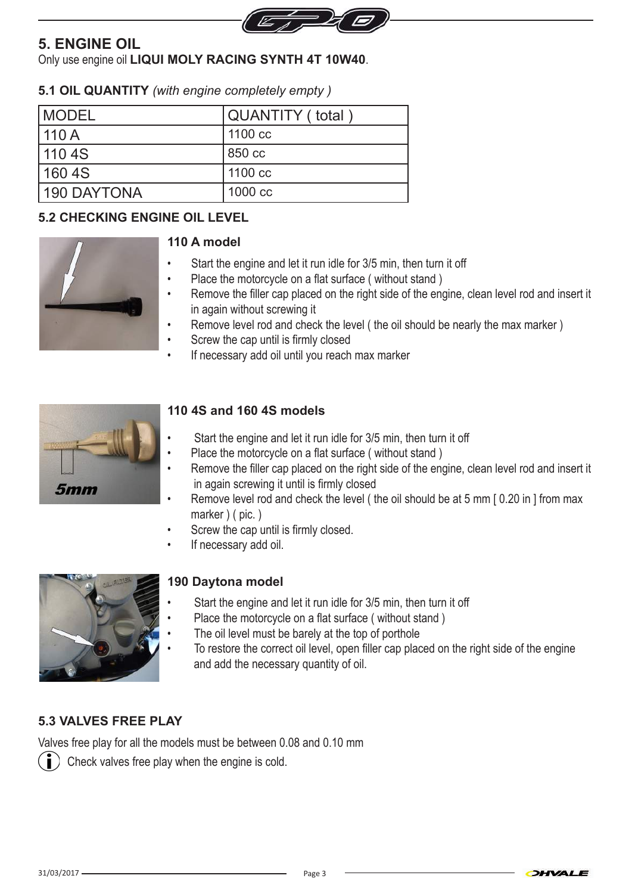## 5. ENGINE OIL

Only use engine oil **LIQUI MOLY RACING SYNTH 4T 10W40**.

### 5.1 OIL QUANTITY *(with engine completely empty )*

| MODEL | QUANTITY ( total ) |
|---|---|
| 110 A | 1100 cc |
| 110 4S | 850 cc |
| 160 4S | 1100 cc |
| 190 DAYTONA | 1000 cc |

### 5.2 CHECKING ENGINE OIL LEVEL

**110 A model**

- Start the engine and let it run idle for 3/5 min, then turn it off
- Place the motorcycle on a flat surface ( without stand )
- Remove the filler cap placed on the right side of the engine, clean level rod and insert it in again without screwing it
- Remove level rod and check the level ( the oil should be nearly the max marker )
- Screw the cap until is firmly closed
- If necessary add oil until you reach max marker

5mm

**110 4S and 160 4S models**

- Start the engine and let it run idle for 3/5 min, then turn it off
- Place the motorcycle on a flat surface ( without stand )
- Remove the filler cap placed on the right side of the engine, clean level rod and insert it in again screwing it until is firmly closed
- Remove level rod and check the level ( the oil should be at 5 mm [ 0.20 in ] from max marker ) ( pic. )
- Screw the cap until is firmly closed.
- If necessary add oil.

**190 Daytona model**

- Start the engine and let it run idle for 3/5 min, then turn it off
- Place the motorcycle on a flat surface ( without stand )
- The oil level must be barely at the top of porthole
- To restore the correct oil level, open filler cap placed on the right side of the engine and add the necessary quantity of oil.

### 5.3 VALVES FREE PLAY

Valves free play for all the models must be between 0.08 and 0.10 mm

Check valves free play when the engine is cold.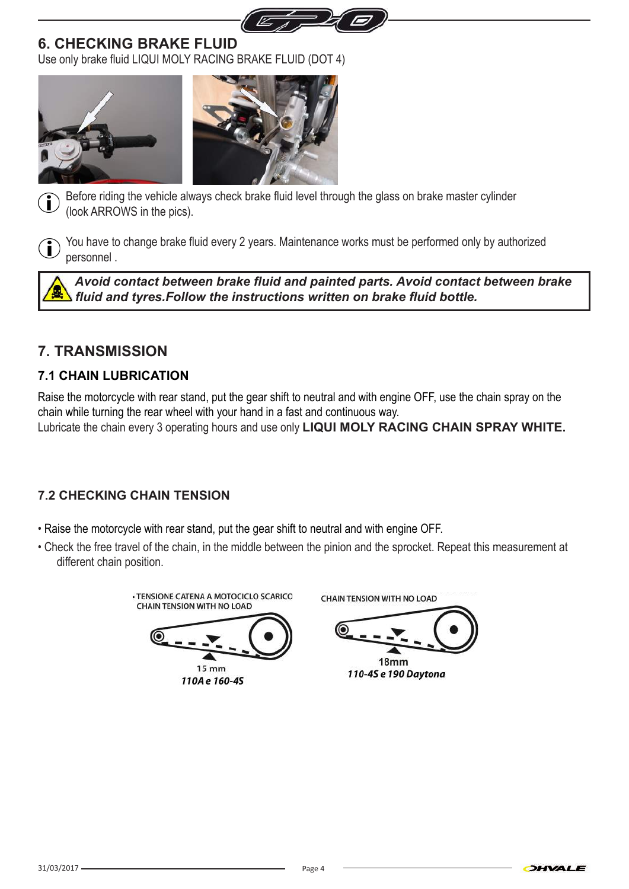## 6. CHECKING BRAKE FLUID

Use only brake fluid LIQUI MOLY RACING BRAKE FLUID (DOT 4)

Before riding the vehicle always check brake fluid level through the glass on brake master cylinder (look ARROWS in the pics).

You have to change brake fluid every 2 years. Maintenance works must be performed only by authorized personnel .

***Avoid contact between brake fluid and painted parts. Avoid contact between brake fluid and tyres.Follow the instructions written on brake fluid bottle.***

## 7. TRANSMISSION

### 7.1 CHAIN LUBRICATION

Raise the motorcycle with rear stand, put the gear shift to neutral and with engine OFF, use the chain spray on the chain while turning the rear wheel with your hand in a fast and continuous way.
Lubricate the chain every 3 operating hours and use only **LIQUI MOLY RACING CHAIN SPRAY WHITE.**

### 7.2 CHECKING CHAIN TENSION

- Raise the motorcycle with rear stand, put the gear shift to neutral and with engine OFF.
- Check the free travel of the chain, in the middle between the pinion and the sprocket. Repeat this measurement at different chain position.

• TENSIONE CATENA A MOTOCICLO SCARICO
CHAIN TENSION WITH NO LOAD

15 mm

*110A e 160-4S*

CHAIN TENSION WITH NO LOAD

18mm

*110-4S e 190 Daytona*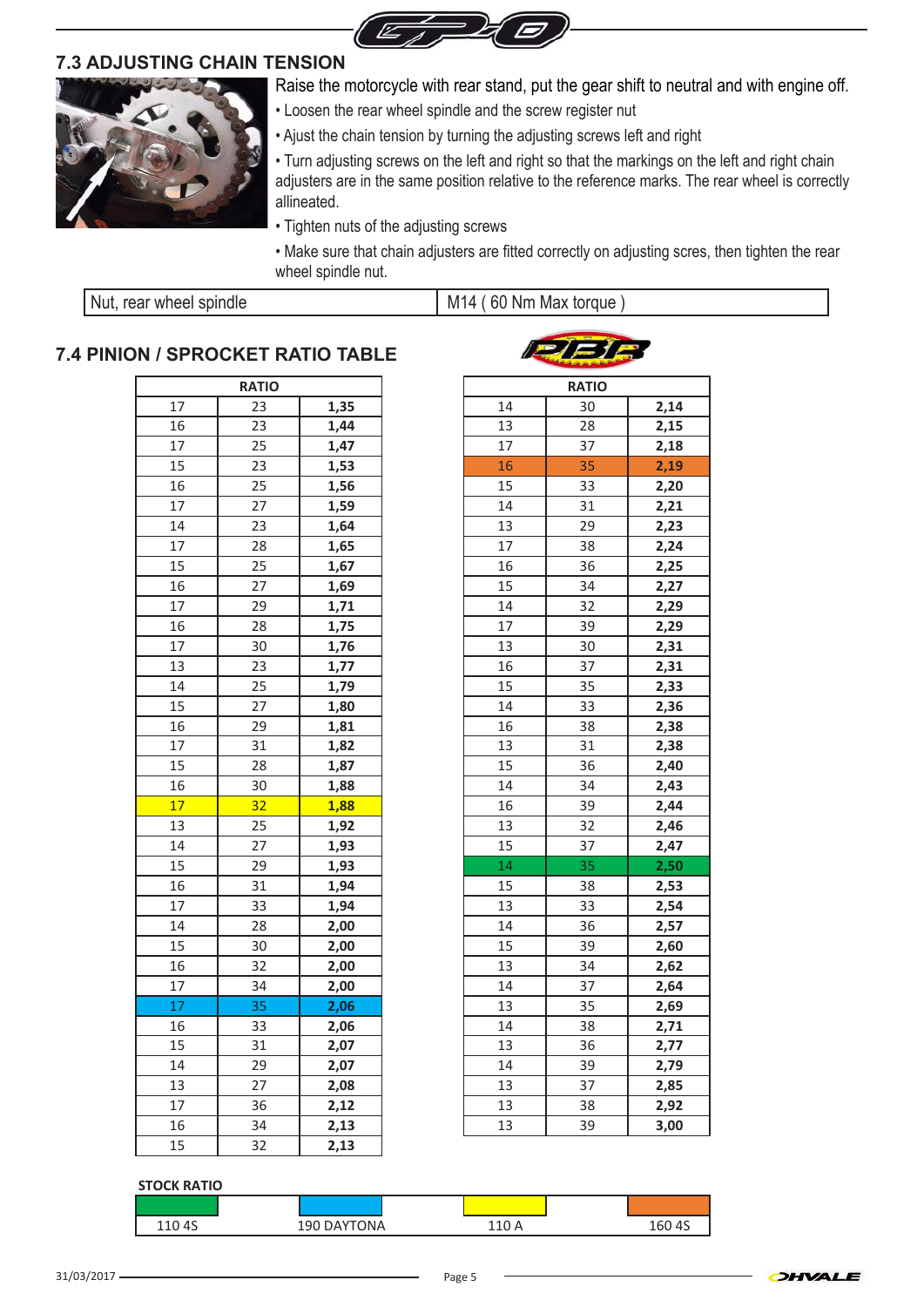## 7.3 ADJUSTING CHAIN TENSION

Raise the motorcycle with rear stand, put the gear shift to neutral and with engine off.

- Loosen the rear wheel spindle and the screw register nut
- Ajust the chain tension by turning the adjusting screws left and right
- Turn adjusting screws on the left and right so that the markings on the left and right chain adjusters are in the same position relative to the reference marks. The rear wheel is correctly allineated.
- Tighten nuts of the adjusting screws
- Make sure that chain adjusters are fitted correctly on adjusting scres, then tighten the rear wheel spindle nut.

| Nut, rear wheel spindle | M14 ( 60 Nm Max torque ) |
|---|---|

## 7.4 PINION / SPROCKET RATIO TABLE

| RATIO | | |
|---|---|---|
| 17 | 23 | **1,35** |
| 16 | 23 | **1,44** |
| 17 | 25 | **1,47** |
| 15 | 23 | **1,53** |
| 16 | 25 | **1,56** |
| 17 | 27 | **1,59** |
| 14 | 23 | **1,64** |
| 17 | 28 | **1,65** |
| 15 | 25 | **1,67** |
| 16 | 27 | **1,69** |
| 17 | 29 | **1,71** |
| 16 | 28 | **1,75** |
| 17 | 30 | **1,76** |
| 13 | 23 | **1,77** |
| 14 | 25 | **1,79** |
| 15 | 27 | **1,80** |
| 16 | 29 | **1,81** |
| 17 | 31 | **1,82** |
| 15 | 28 | **1,87** |
| 16 | 30 | **1,88** |
| 17 | 32 | **1,88** |
| 13 | 25 | **1,92** |
| 14 | 27 | **1,93** |
| 15 | 29 | **1,93** |
| 16 | 31 | **1,94** |
| 17 | 33 | **1,94** |
| 14 | 28 | **2,00** |
| 15 | 30 | **2,00** |
| 16 | 32 | **2,00** |
| 17 | 34 | **2,00** |
| 17 | 35 | **2,06** |
| 16 | 33 | **2,06** |
| 15 | 31 | **2,07** |
| 14 | 29 | **2,07** |
| 13 | 27 | **2,08** |
| 17 | 36 | **2,12** |
| 16 | 34 | **2,13** |
| 15 | 32 | **2,13** |

| RATIO | | |
|---|---|---|
| 14 | 30 | **2,14** |
| 13 | 28 | **2,15** |
| 17 | 37 | **2,18** |
| 16 | 35 | **2,19** |
| 15 | 33 | **2,20** |
| 14 | 31 | **2,21** |
| 13 | 29 | **2,23** |
| 17 | 38 | **2,24** |
| 16 | 36 | **2,25** |
| 15 | 34 | **2,27** |
| 14 | 32 | **2,29** |
| 17 | 39 | **2,29** |
| 13 | 30 | **2,31** |
| 16 | 37 | **2,31** |
| 15 | 35 | **2,33** |
| 14 | 33 | **2,36** |
| 16 | 38 | **2,38** |
| 13 | 31 | **2,38** |
| 15 | 36 | **2,40** |
| 14 | 34 | **2,43** |
| 16 | 39 | **2,44** |
| 13 | 32 | **2,46** |
| 15 | 37 | **2,47** |
| 14 | 35 | **2,50** |
| 15 | 38 | **2,53** |
| 13 | 33 | **2,54** |
| 14 | 36 | **2,57** |
| 15 | 39 | **2,60** |
| 13 | 34 | **2,62** |
| 14 | 37 | **2,64** |
| 13 | 35 | **2,69** |
| 14 | 38 | **2,71** |
| 13 | 36 | **2,77** |
| 14 | 39 | **2,79** |
| 13 | 37 | **2,85** |
| 13 | 38 | **2,92** |
| 13 | 39 | **3,00** |

**STOCK RATIO**

| Green | Blue | Yellow | Orange |
|---|---|---|---|
| 110 4S | 190 DAYTONA | 110 A | 160 4S |

Stock ratios: 110 4S = 14/35 (2,50); 190 DAYTONA = 17/35 (2,06); 110 A = 17/32 (1,88); 160 4S = 16/35 (2,19).

31/03/2017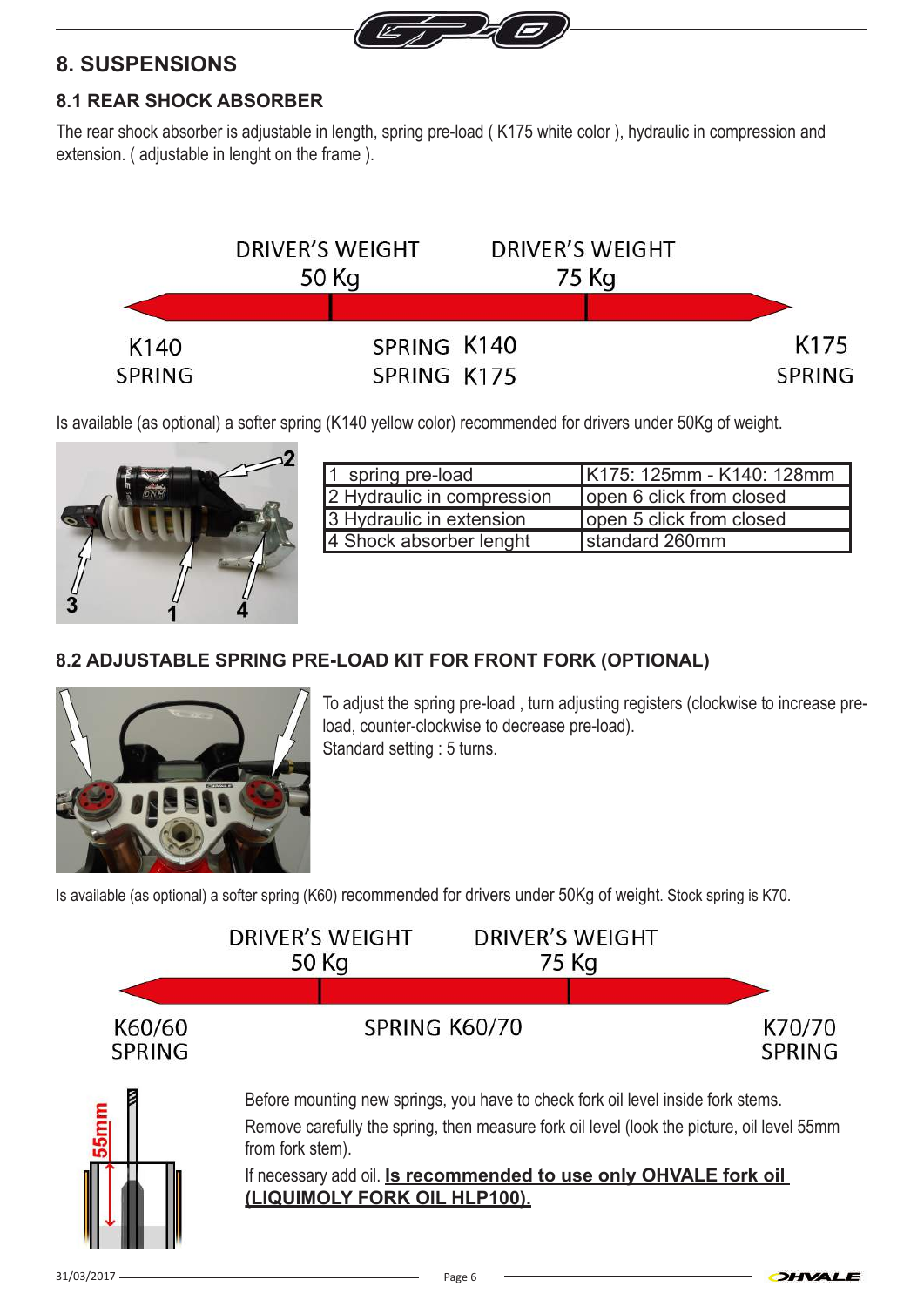## 8. SUSPENSIONS

### 8.1 REAR SHOCK ABSORBER

The rear shock absorber is adjustable in length, spring pre-load ( K175 white color ), hydraulic in compression and extension. ( adjustable in lenght on the frame ).

DRIVER'S WEIGHT 50 Kg — DRIVER'S WEIGHT 75 Kg

K140 SPRING — SPRING K140 / SPRING K175 — K175 SPRING

Is available (as optional) a softer spring (K140 yellow color) recommended for drivers under 50Kg of weight.

| | |
|---|---|
| 1 spring pre-load | K175: 125mm - K140: 128mm |
| 2 Hydraulic in compression | open 6 click from closed |
| 3 Hydraulic in extension | open 5 click from closed |
| 4 Shock absorber lenght | standard 260mm |

### 8.2 ADJUSTABLE SPRING PRE-LOAD KIT FOR FRONT FORK (OPTIONAL)

To adjust the spring pre-load , turn adjusting registers (clockwise to increase pre-load, counter-clockwise to decrease pre-load).
Standard setting : 5 turns.

Is available (as optional) a softer spring (K60) recommended for drivers under 50Kg of weight. Stock spring is K70.

DRIVER'S WEIGHT 50 Kg — DRIVER'S WEIGHT 75 Kg

K60/60 SPRING — SPRING K60/70 — K70/70 SPRING

55mm

Before mounting new springs, you have to check fork oil level inside fork stems.

Remove carefully the spring, then measure fork oil level (look the picture, oil level 55mm from fork stem).

If necessary add oil. **Is recommended to use only OHVALE fork oil (LIQUIMOLY FORK OIL HLP100).**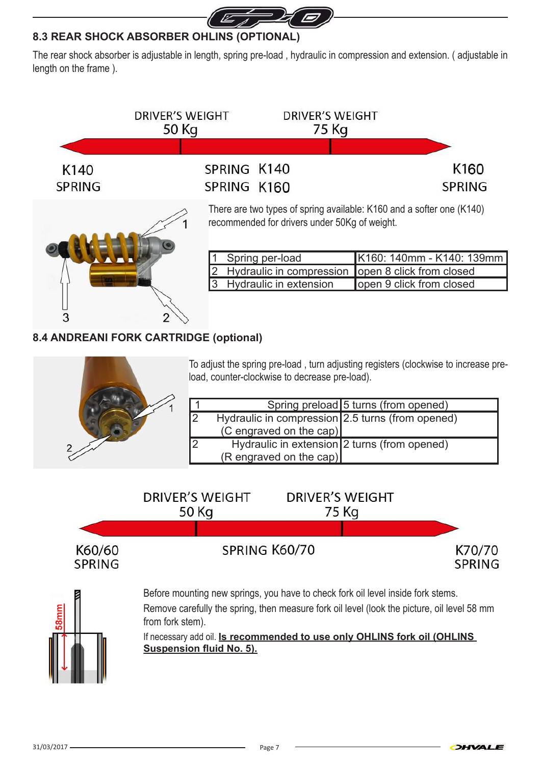## 8.3 REAR SHOCK ABSORBER OHLINS (OPTIONAL)

The rear shock absorber is adjustable in length, spring pre-load , hydraulic in compression and extension. ( adjustable in length on the frame ).

DRIVER'S WEIGHT 50 Kg — DRIVER'S WEIGHT 75 Kg

K140 SPRING — SPRING K140 / SPRING K160 — K160 SPRING

There are two types of spring available: K160 and a softer one (K140) recommended for drivers under 50Kg of weight.

| | | |
|---|---|---|
| 1 | Spring per-load | K160: 140mm - K140: 139mm |
| 2 | Hydraulic in compression | open 8 click from closed |
| 3 | Hydraulic in extension | open 9 click from closed |

## 8.4 ANDREANI FORK CARTRIDGE (optional)

To adjust the spring pre-load , turn adjusting registers (clockwise to increase pre-load, counter-clockwise to decrease pre-load).

| | | |
|---|---|---|
| 1 | Spring preload | 5 turns (from opened) |
| 2 | Hydraulic in compression (C engraved on the cap) | 2.5 turns (from opened) |
| 2 | Hydraulic in extension (R engraved on the cap) | 2 turns (from opened) |

DRIVER'S WEIGHT 50 Kg — DRIVER'S WEIGHT 75 Kg

K60/60 SPRING — SPRING K60/70 — K70/70 SPRING

58mm

Before mounting new springs, you have to check fork oil level inside fork stems.

Remove carefully the spring, then measure fork oil level (look the picture, oil level 58 mm from fork stem).

If necessary add oil. **Is recommended to use only OHLINS fork oil (OHLINS Suspension fluid No. 5).**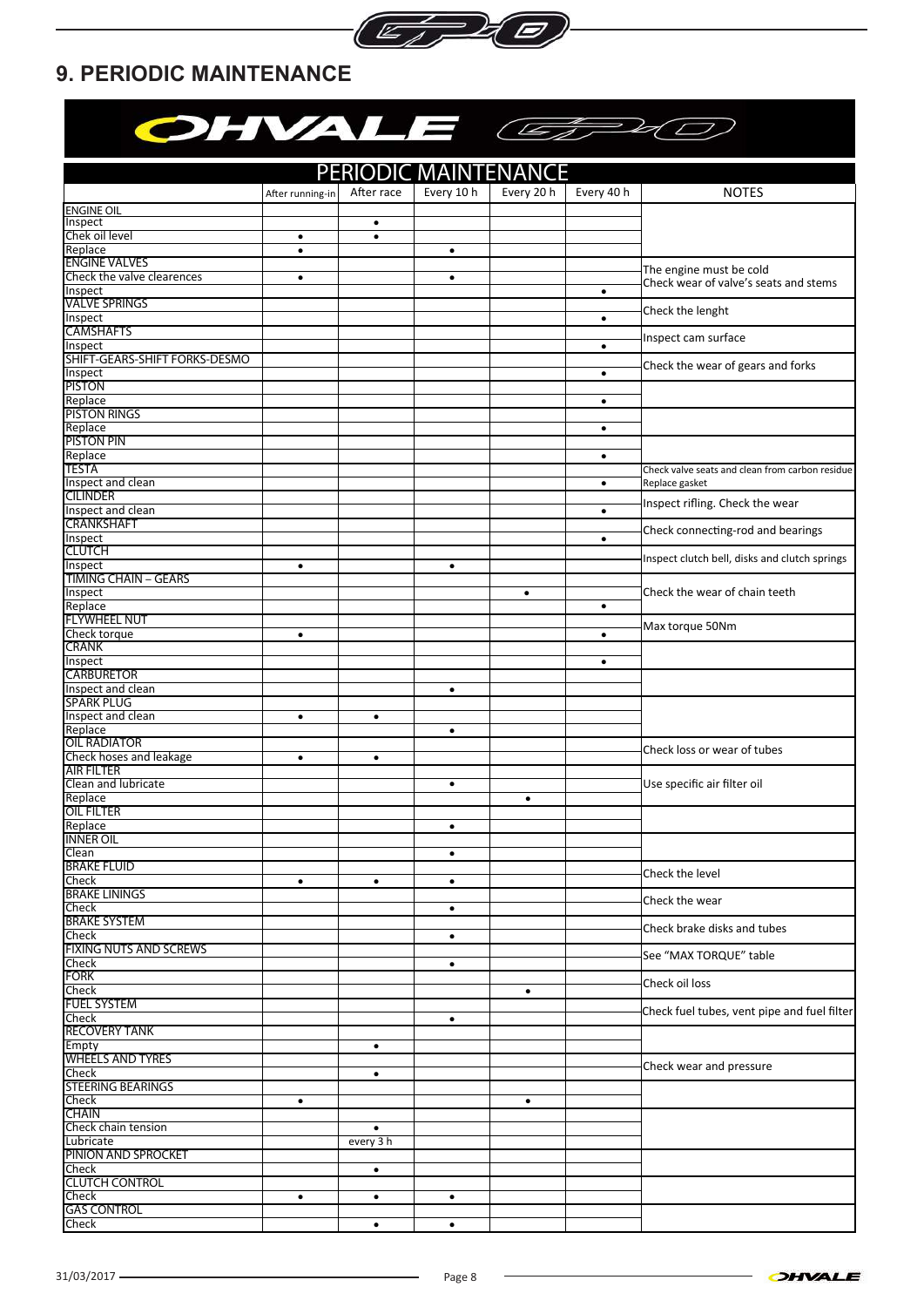# 9. PERIODIC MAINTENANCE

## PERIODIC MAINTENANCE

| | After running-in | After race | Every 10 h | Every 20 h | Every 40 h | NOTES |
|---|---|---|---|---|---|---|
| **ENGINE OIL** | | | | | | |
| Inspect | | • | | | | |
| Chek oil level | • | • | | | | |
| Replace | • | | • | | | |
| **ENGINE VALVES** | | | | | | The engine must be cold |
| Check the valve clearences | • | | • | | | Check wear of valve's seats and stems |
| Inspect | | | | | • | |
| **VALVE SPRINGS** | | | | | | Check the lenght |
| Inspect | | | | | • | |
| **CAMSHAFTS** | | | | | | Inspect cam surface |
| Inspect | | | | | • | |
| **SHIFT-GEARS-SHIFT FORKS-DESMO** | | | | | | Check the wear of gears and forks |
| Inspect | | | | | • | |
| **PISTON** | | | | | | |
| Replace | | | | | • | |
| **PISTON RINGS** | | | | | | |
| Replace | | | | | • | |
| **PISTON PIN** | | | | | | |
| Replace | | | | | • | |
| **TESTA** | | | | | | Check valve seats and clean from carbon residue |
| Inspect and clean | | | | | • | Replace gasket |
| **CILINDER** | | | | | | Inspect rifling. Check the wear |
| Inspect and clean | | | | | • | |
| **CRANKSHAFT** | | | | | | Check connecting-rod and bearings |
| Inspect | | | | | • | |
| **CLUTCH** | | | | | | Inspect clutch bell, disks and clutch springs |
| Inspect | • | | • | | | |
| **TIMING CHAIN – GEARS** | | | | | | Check the wear of chain teeth |
| Inspect | | | | • | | |
| Replace | | | | | • | |
| **FLYWHEEL NUT** | | | | | | Max torque 50Nm |
| Check torque | • | | | | • | |
| **CRANK** | | | | | | |
| Inspect | | | | | • | |
| **CARBURETOR** | | | | | | |
| Inspect and clean | | | • | | | |
| **SPARK PLUG** | | | | | | |
| Inspect and clean | • | • | | | | |
| Replace | | | • | | | |
| **OIL RADIATOR** | | | | | | Check loss or wear of tubes |
| Check hoses and leakage | • | • | | | | |
| **AIR FILTER** | | | | | | Use specific air filter oil |
| Clean and lubricate | | | • | | | |
| Replace | | | | • | | |
| **OIL FILTER** | | | | | | |
| Replace | | | • | | | |
| **INNER OIL** | | | | | | |
| Clean | | | • | | | |
| **BRAKE FLUID** | | | | | | Check the level |
| Check | • | • | • | | | |
| **BRAKE LININGS** | | | | | | Check the wear |
| Check | | | • | | | |
| **BRAKE SYSTEM** | | | | | | Check brake disks and tubes |
| Check | | | • | | | |
| **FIXING NUTS AND SCREWS** | | | | | | See "MAX TORQUE" table |
| Check | | | • | | | |
| **FORK** | | | | | | Check oil loss |
| Check | | | | • | | |
| **FUEL SYSTEM** | | | | | | Check fuel tubes, vent pipe and fuel filter |
| Check | | | • | | | |
| **RECOVERY TANK** | | | | | | |
| Empty | | • | | | | |
| **WHEELS AND TYRES** | | | | | | Check wear and pressure |
| Check | | • | | | | |
| **STEERING BEARINGS** | | | | | | |
| Check | • | | | • | | |
| **CHAIN** | | | | | | |
| Check chain tension | | • | | | | |
| Lubricate | | every 3 h | | | | |
| **PINION AND SPROCKET** | | | | | | |
| Check | | • | | | | |
| **CLUTCH CONTROL** | | | | | | |
| Check | • | • | • | | | |
| **GAS CONTROL** | | | | | | |
| Check | | • | • | | | |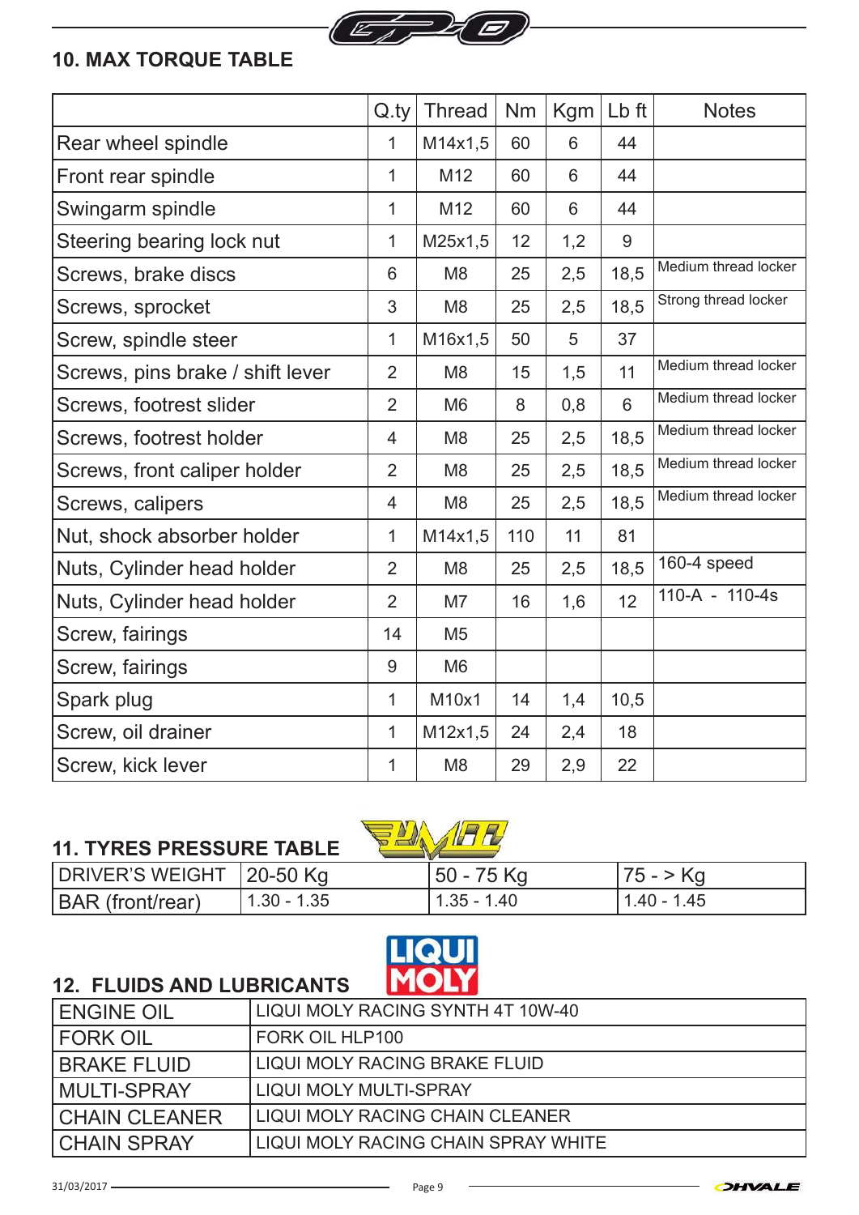## 10. MAX TORQUE TABLE

| | Q.ty | Thread | Nm | Kgm | Lb ft | Notes |
|---|---|---|---|---|---|---|
| Rear wheel spindle | 1 | M14x1,5 | 60 | 6 | 44 | |
| Front rear spindle | 1 | M12 | 60 | 6 | 44 | |
| Swingarm spindle | 1 | M12 | 60 | 6 | 44 | |
| Steering bearing lock nut | 1 | M25x1,5 | 12 | 1,2 | 9 | |
| Screws, brake discs | 6 | M8 | 25 | 2,5 | 18,5 | Medium thread locker |
| Screws, sprocket | 3 | M8 | 25 | 2,5 | 18,5 | Strong thread locker |
| Screw, spindle steer | 1 | M16x1,5 | 50 | 5 | 37 | |
| Screws, pins brake / shift lever | 2 | M8 | 15 | 1,5 | 11 | Medium thread locker |
| Screws, footrest slider | 2 | M6 | 8 | 0,8 | 6 | Medium thread locker |
| Screws, footrest holder | 4 | M8 | 25 | 2,5 | 18,5 | Medium thread locker |
| Screws, front caliper holder | 2 | M8 | 25 | 2,5 | 18,5 | Medium thread locker |
| Screws, calipers | 4 | M8 | 25 | 2,5 | 18,5 | Medium thread locker |
| Nut, shock absorber holder | 1 | M14x1,5 | 110 | 11 | 81 | |
| Nuts, Cylinder head holder | 2 | M8 | 25 | 2,5 | 18,5 | 160-4 speed |
| Nuts, Cylinder head holder | 2 | M7 | 16 | 1,6 | 12 | 110-A - 110-4s |
| Screw, fairings | 14 | M5 | | | | |
| Screw, fairings | 9 | M6 | | | | |
| Spark plug | 1 | M10x1 | 14 | 1,4 | 10,5 | |
| Screw, oil drainer | 1 | M12x1,5 | 24 | 2,4 | 18 | |
| Screw, kick lever | 1 | M8 | 29 | 2,9 | 22 | |

## 11. TYRES PRESSURE TABLE

| DRIVER'S WEIGHT | 20-50 Kg | 50 - 75 Kg | 75 - > Kg |
|---|---|---|---|
| BAR (front/rear) | 1.30 - 1.35 | 1.35 - 1.40 | 1.40 - 1.45 |

## 12. FLUIDS AND LUBRICANTS

| ENGINE OIL | LIQUI MOLY RACING SYNTH 4T 10W-40 |
|---|---|
| FORK OIL | FORK OIL HLP100 |
| BRAKE FLUID | LIQUI MOLY RACING BRAKE FLUID |
| MULTI-SPRAY | LIQUI MOLY MULTI-SPRAY |
| CHAIN CLEANER | LIQUI MOLY RACING CHAIN CLEANER |
| CHAIN SPRAY | LIQUI MOLY RACING CHAIN SPRAY WHITE |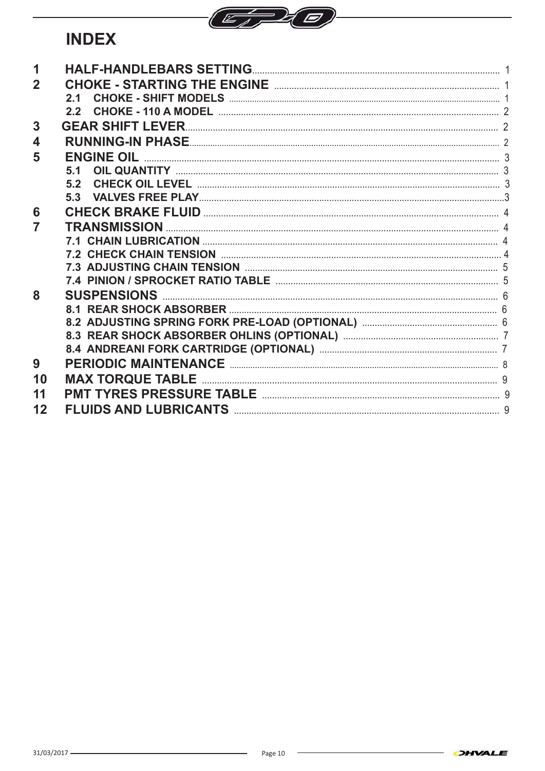# INDEX

| | | |
|---|---|---|
| **1** | **HALF-HANDLEBARS SETTING** | 1 |
| **2** | **CHOKE - STARTING THE ENGINE** | 1 |
| | **2.1 CHOKE - SHIFT MODELS** | 1 |
| | **2.2 CHOKE - 110 A MODEL** | 2 |
| **3** | **GEAR SHIFT LEVER** | 2 |
| **4** | **RUNNING-IN PHASE** | 2 |
| **5** | **ENGINE OIL** | 3 |
| | **5.1 OIL QUANTITY** | 3 |
| | **5.2 CHECK OIL LEVEL** | 3 |
| | **5.3 VALVES FREE PLAY** | 3 |
| **6** | **CHECK BRAKE FLUID** | 4 |
| **7** | **TRANSMISSION** | 4 |
| | **7.1 CHAIN LUBRICATION** | 4 |
| | **7.2 CHECK CHAIN TENSION** | 4 |
| | **7.3 ADJUSTING CHAIN TENSION** | 5 |
| | **7.4 PINION / SPROCKET RATIO TABLE** | 5 |
| **8** | **SUSPENSIONS** | 6 |
| | **8.1 REAR SHOCK ABSORBER** | 6 |
| | **8.2 ADJUSTING SPRING FORK PRE-LOAD (OPTIONAL)** | 6 |
| | **8.3 REAR SHOCK ABSORBER OHLINS (OPTIONAL)** | 7 |
| | **8.4 ANDREANI FORK CARTRIDGE (OPTIONAL)** | 7 |
| **9** | **PERIODIC MAINTENANCE** | 8 |
| **10** | **MAX TORQUE TABLE** | 9 |
| **11** | **PMT TYRES PRESSURE TABLE** | 9 |
| **12** | **FLUIDS AND LUBRICANTS** | 9 |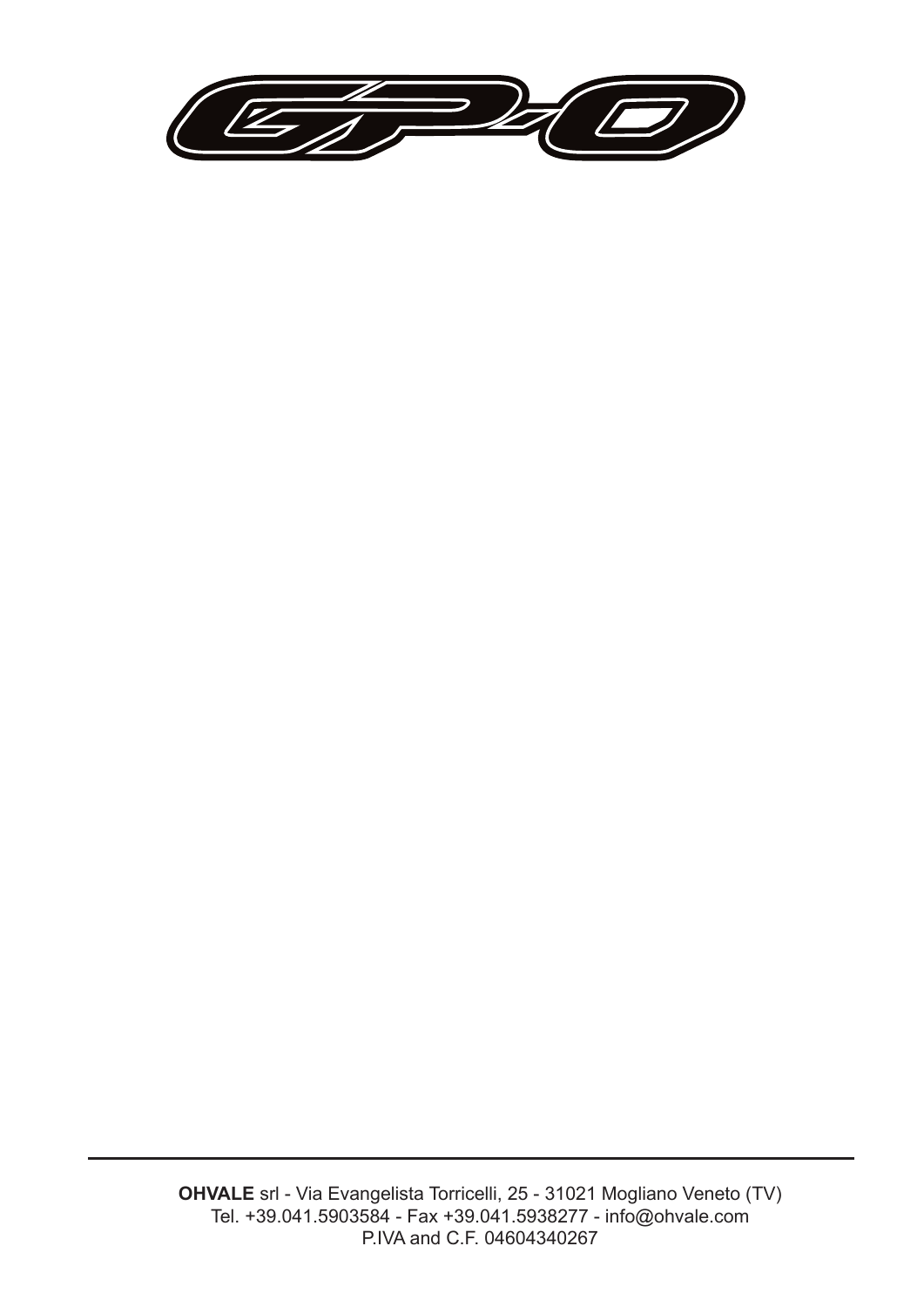**OHVALE** srl - Via Evangelista Torricelli, 25 - 31021 Mogliano Veneto (TV)
Tel. +39.041.5903584 - Fax +39.041.5938277 - info@ohvale.com
P.IVA and C.F. 04604340267